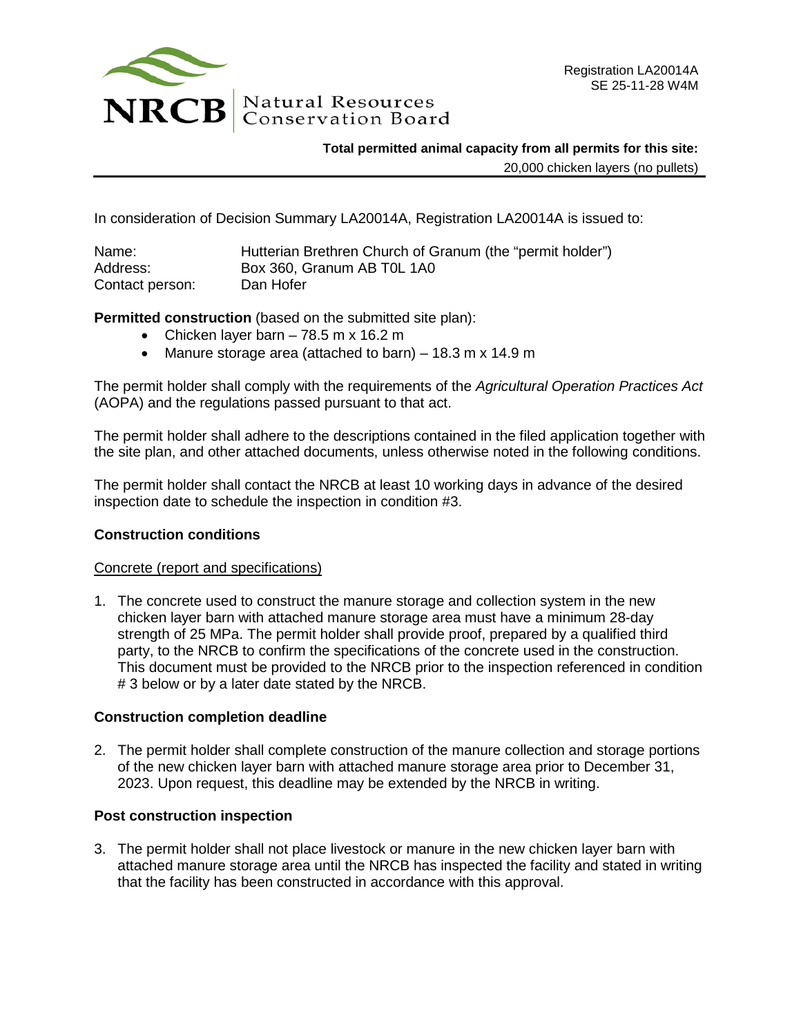NRCB Natural Resources Conservation Board

Registration LA20014A
SE 25-11-28 W4M

**Total permitted animal capacity from all permits for this site:**
20,000 chicken layers (no pullets)

In consideration of Decision Summary LA20014A, Registration LA20014A is issued to:

Name: Hutterian Brethren Church of Granum (the "permit holder")
Address: Box 360, Granum AB T0L 1A0
Contact person: Dan Hofer

**Permitted construction** (based on the submitted site plan):

- Chicken layer barn – 78.5 m x 16.2 m
- Manure storage area (attached to barn) – 18.3 m x 14.9 m

The permit holder shall comply with the requirements of the *Agricultural Operation Practices Act* (AOPA) and the regulations passed pursuant to that act.

The permit holder shall adhere to the descriptions contained in the filed application together with the site plan, and other attached documents, unless otherwise noted in the following conditions.

The permit holder shall contact the NRCB at least 10 working days in advance of the desired inspection date to schedule the inspection in condition #3.

## Construction conditions

Concrete (report and specifications)

1. The concrete used to construct the manure storage and collection system in the new chicken layer barn with attached manure storage area must have a minimum 28-day strength of 25 MPa. The permit holder shall provide proof, prepared by a qualified third party, to the NRCB to confirm the specifications of the concrete used in the construction. This document must be provided to the NRCB prior to the inspection referenced in condition # 3 below or by a later date stated by the NRCB.

## Construction completion deadline

2. The permit holder shall complete construction of the manure collection and storage portions of the new chicken layer barn with attached manure storage area prior to December 31, 2023. Upon request, this deadline may be extended by the NRCB in writing.

## Post construction inspection

3. The permit holder shall not place livestock or manure in the new chicken layer barn with attached manure storage area until the NRCB has inspected the facility and stated in writing that the facility has been constructed in accordance with this approval.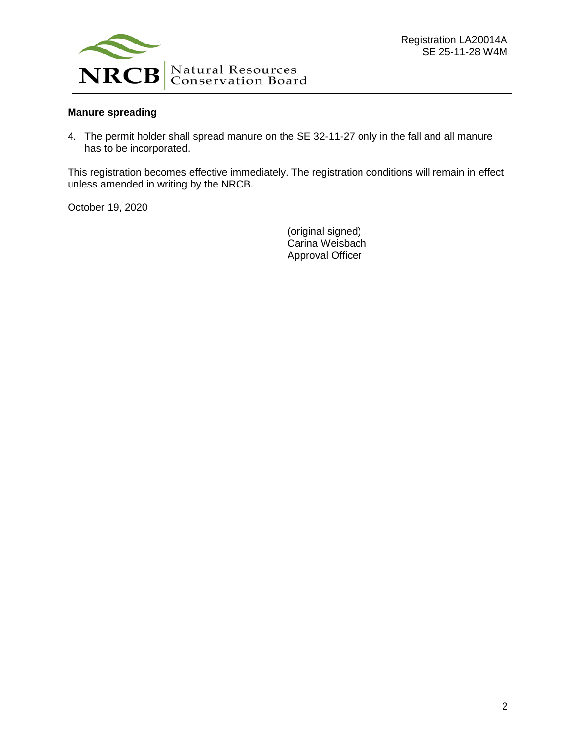Registration LA20014A
SE 25-11-28 W4M

**Manure spreading**

4. The permit holder shall spread manure on the SE 32-11-27 only in the fall and all manure has to be incorporated.

This registration becomes effective immediately. The registration conditions will remain in effect unless amended in writing by the NRCB.

October 19, 2020

(original signed)
Carina Weisbach
Approval Officer